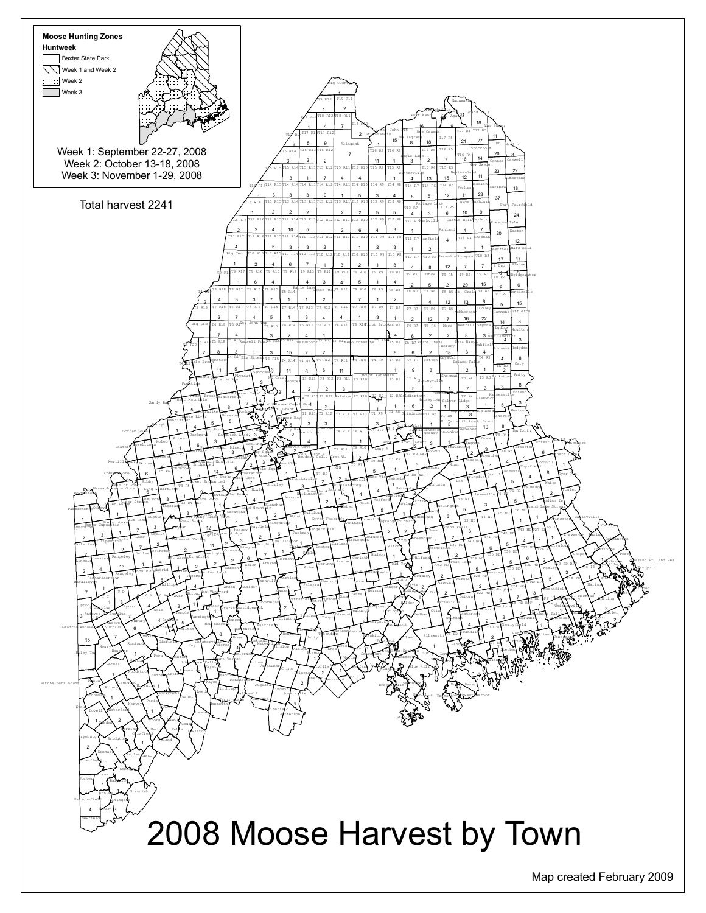# 2008 Moose Harvest by Town

**Moose Hunting Zones**

**Huntweek**

- Baxter State Park
- Week 1 and Week 2
- Week 2
- Week 3

Week 1: September 22-27, 2008
Week 2: October 13-18, 2008
Week 3: November 1-29, 2008

Total harvest 2241

Map created February 2009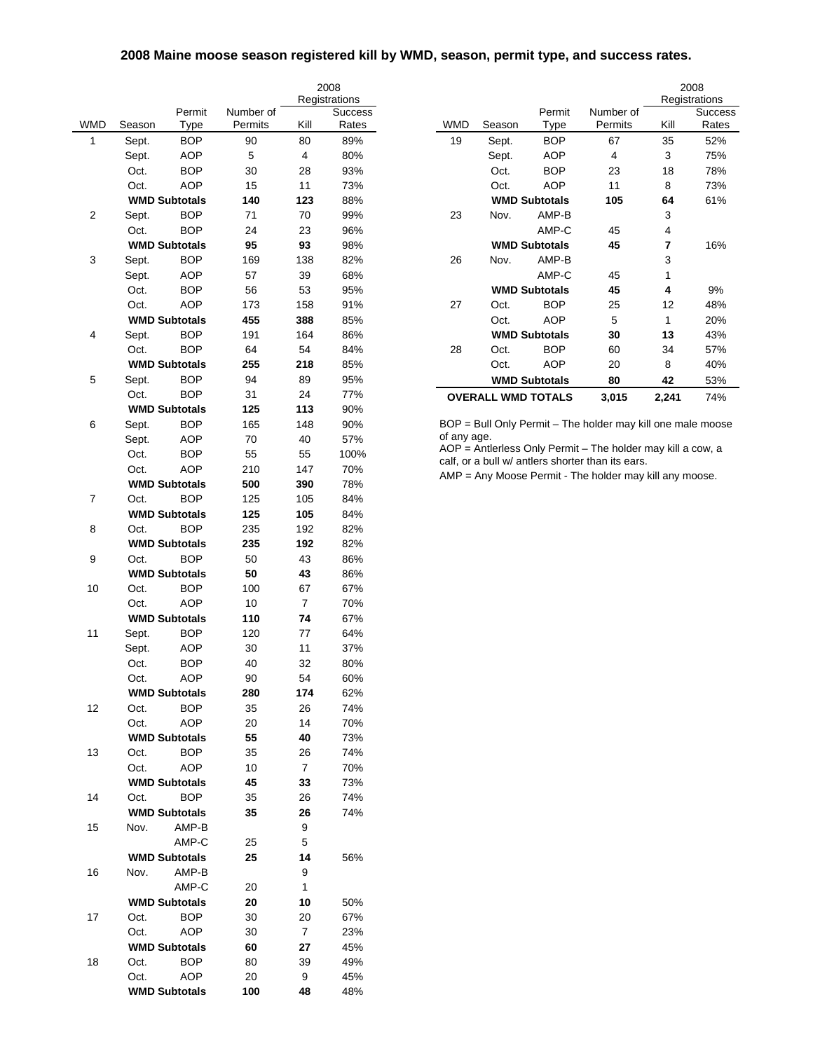# 2008 Maine moose season registered kill by WMD, season, permit type, and success rates.

| WMD | Season | Permit Type | Number of Permits | 2008 Registrations Kill | Success Rates |
|---|---|---|---|---|---|
| 1 | Sept. | BOP | 90 | 80 | 89% |
| | Sept. | AOP | 5 | 4 | 80% |
| | Oct. | BOP | 30 | 28 | 93% |
| | Oct. | AOP | 15 | 11 | 73% |
| | **WMD Subtotals** | | **140** | **123** | 88% |
| 2 | Sept. | BOP | 71 | 70 | 99% |
| | Oct. | BOP | 24 | 23 | 96% |
| | **WMD Subtotals** | | **95** | **93** | 98% |
| 3 | Sept. | BOP | 169 | 138 | 82% |
| | Sept. | AOP | 57 | 39 | 68% |
| | Oct. | BOP | 56 | 53 | 95% |
| | Oct. | AOP | 173 | 158 | 91% |
| | **WMD Subtotals** | | **455** | **388** | 85% |
| 4 | Sept. | BOP | 191 | 164 | 86% |
| | Oct. | BOP | 64 | 54 | 84% |
| | **WMD Subtotals** | | **255** | **218** | 85% |
| 5 | Sept. | BOP | 94 | 89 | 95% |
| | Oct. | BOP | 31 | 24 | 77% |
| | **WMD Subtotals** | | **125** | **113** | 90% |
| 6 | Sept. | BOP | 165 | 148 | 90% |
| | Sept. | AOP | 70 | 40 | 57% |
| | Oct. | BOP | 55 | 55 | 100% |
| | Oct. | AOP | 210 | 147 | 70% |
| | **WMD Subtotals** | | **500** | **390** | 78% |
| 7 | Oct. | BOP | 125 | 105 | 84% |
| | **WMD Subtotals** | | **125** | **105** | 84% |
| 8 | Oct. | BOP | 235 | 192 | 82% |
| | **WMD Subtotals** | | **235** | **192** | 82% |
| 9 | Oct. | BOP | 50 | 43 | 86% |
| | **WMD Subtotals** | | **50** | **43** | 86% |
| 10 | Oct. | BOP | 100 | 67 | 67% |
| | Oct. | AOP | 10 | 7 | 70% |
| | **WMD Subtotals** | | **110** | **74** | 67% |
| 11 | Sept. | BOP | 120 | 77 | 64% |
| | Sept. | AOP | 30 | 11 | 37% |
| | Oct. | BOP | 40 | 32 | 80% |
| | Oct. | AOP | 90 | 54 | 60% |
| | **WMD Subtotals** | | **280** | **174** | 62% |
| 12 | Oct. | BOP | 35 | 26 | 74% |
| | Oct. | AOP | 20 | 14 | 70% |
| | **WMD Subtotals** | | **55** | **40** | 73% |
| 13 | Oct. | BOP | 35 | 26 | 74% |
| | Oct. | AOP | 10 | 7 | 70% |
| | **WMD Subtotals** | | **45** | **33** | 73% |
| 14 | Oct. | BOP | 35 | 26 | 74% |
| | **WMD Subtotals** | | **35** | **26** | 74% |
| 15 | Nov. | AMP-B | | 9 | |
| | | AMP-C | 25 | 5 | |
| | **WMD Subtotals** | | **25** | **14** | 56% |
| 16 | Nov. | AMP-B | | 9 | |
| | | AMP-C | 20 | 1 | |
| | **WMD Subtotals** | | **20** | **10** | 50% |
| 17 | Oct. | BOP | 30 | 20 | 67% |
| | Oct. | AOP | 30 | 7 | 23% |
| | **WMD Subtotals** | | **60** | **27** | 45% |
| 18 | Oct. | BOP | 80 | 39 | 49% |
| | Oct. | AOP | 20 | 9 | 45% |
| | **WMD Subtotals** | | **100** | **48** | 48% |
| 19 | Sept. | BOP | 67 | 35 | 52% |
| | Sept. | AOP | 4 | 3 | 75% |
| | Oct. | BOP | 23 | 18 | 78% |
| | Oct. | AOP | 11 | 8 | 73% |
| | **WMD Subtotals** | | **105** | **64** | 61% |
| 23 | Nov. | AMP-B | | 3 | |
| | | AMP-C | 45 | 4 | |
| | **WMD Subtotals** | | **45** | **7** | 16% |
| 26 | Nov. | AMP-B | | 3 | |
| | | AMP-C | 45 | 1 | |
| | **WMD Subtotals** | | **45** | **4** | 9% |
| 27 | Oct. | BOP | 25 | 12 | 48% |
| | Oct. | AOP | 5 | 1 | 20% |
| | **WMD Subtotals** | | **30** | **13** | 43% |
| 28 | Oct. | BOP | 60 | 34 | 57% |
| | Oct. | AOP | 20 | 8 | 40% |
| | **WMD Subtotals** | | **80** | **42** | 53% |
| **OVERALL WMD TOTALS** | | | **3,015** | **2,241** | 74% |

BOP = Bull Only Permit – The holder may kill one male moose of any age.

AOP = Antlerless Only Permit – The holder may kill a cow, a calf, or a bull w/ antlers shorter than its ears.

AMP = Any Moose Permit - The holder may kill any moose.